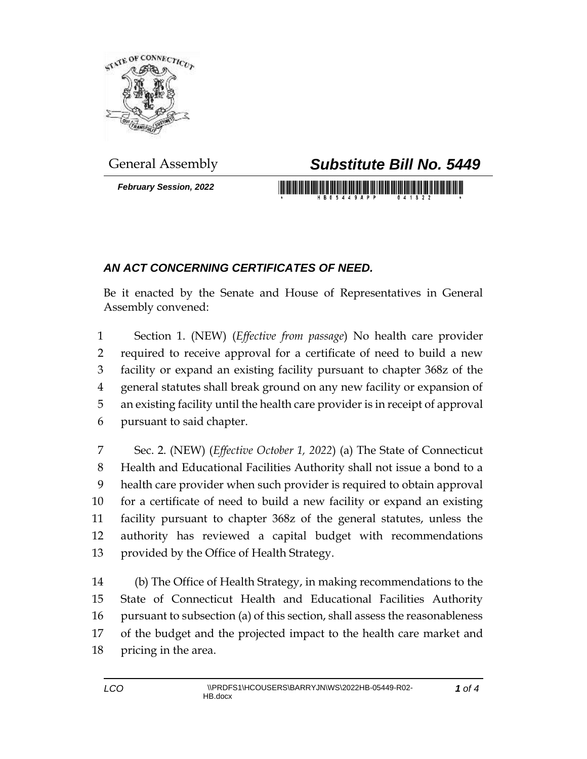General Assembly

# *Substitute Bill No. 5449*

***February Session, 2022***

## *AN ACT CONCERNING CERTIFICATES OF NEED.*

Be it enacted by the Senate and House of Representatives in General Assembly convened:

1 Section 1. (NEW) (*Effective from passage*) No health care provider
2 required to receive approval for a certificate of need to build a new
3 facility or expand an existing facility pursuant to chapter 368z of the
4 general statutes shall break ground on any new facility or expansion of
5 an existing facility until the health care provider is in receipt of approval
6 pursuant to said chapter.

7 Sec. 2. (NEW) (*Effective October 1, 2022*) (a) The State of Connecticut
8 Health and Educational Facilities Authority shall not issue a bond to a
9 health care provider when such provider is required to obtain approval
10 for a certificate of need to build a new facility or expand an existing
11 facility pursuant to chapter 368z of the general statutes, unless the
12 authority has reviewed a capital budget with recommendations
13 provided by the Office of Health Strategy.

14 (b) The Office of Health Strategy, in making recommendations to the
15 State of Connecticut Health and Educational Facilities Authority
16 pursuant to subsection (a) of this section, shall assess the reasonableness
17 of the budget and the projected impact to the health care market and
18 pricing in the area.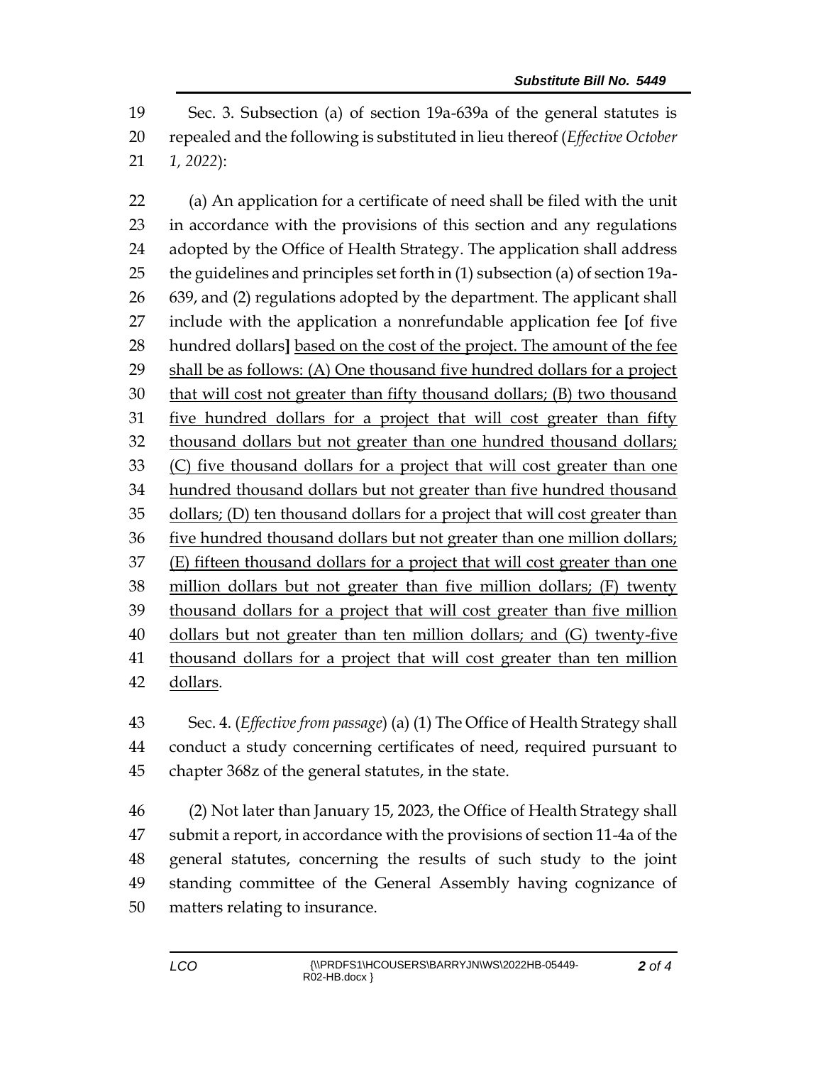Sec. 3. Subsection (a) of section 19a-639a of the general statutes is repealed and the following is substituted in lieu thereof (*Effective October 1, 2022*):

(a) An application for a certificate of need shall be filed with the unit in accordance with the provisions of this section and any regulations adopted by the Office of Health Strategy. The application shall address the guidelines and principles set forth in (1) subsection (a) of section 19a-639, and (2) regulations adopted by the department. The applicant shall include with the application a nonrefundable application fee **[**of five hundred dollars**]** <u>based on the cost of the project. The amount of the fee shall be as follows: (A) One thousand five hundred dollars for a project that will cost not greater than fifty thousand dollars; (B) two thousand five hundred dollars for a project that will cost greater than fifty thousand dollars but not greater than one hundred thousand dollars; (C) five thousand dollars for a project that will cost greater than one hundred thousand dollars but not greater than five hundred thousand dollars; (D) ten thousand dollars for a project that will cost greater than five hundred thousand dollars but not greater than one million dollars; (E) fifteen thousand dollars for a project that will cost greater than one million dollars but not greater than five million dollars; (F) twenty thousand dollars for a project that will cost greater than five million dollars but not greater than ten million dollars; and (G) twenty-five thousand dollars for a project that will cost greater than ten million dollars</u>.

Sec. 4. (*Effective from passage*) (a) (1) The Office of Health Strategy shall conduct a study concerning certificates of need, required pursuant to chapter 368z of the general statutes, in the state.

(2) Not later than January 15, 2023, the Office of Health Strategy shall submit a report, in accordance with the provisions of section 11-4a of the general statutes, concerning the results of such study to the joint standing committee of the General Assembly having cognizance of matters relating to insurance.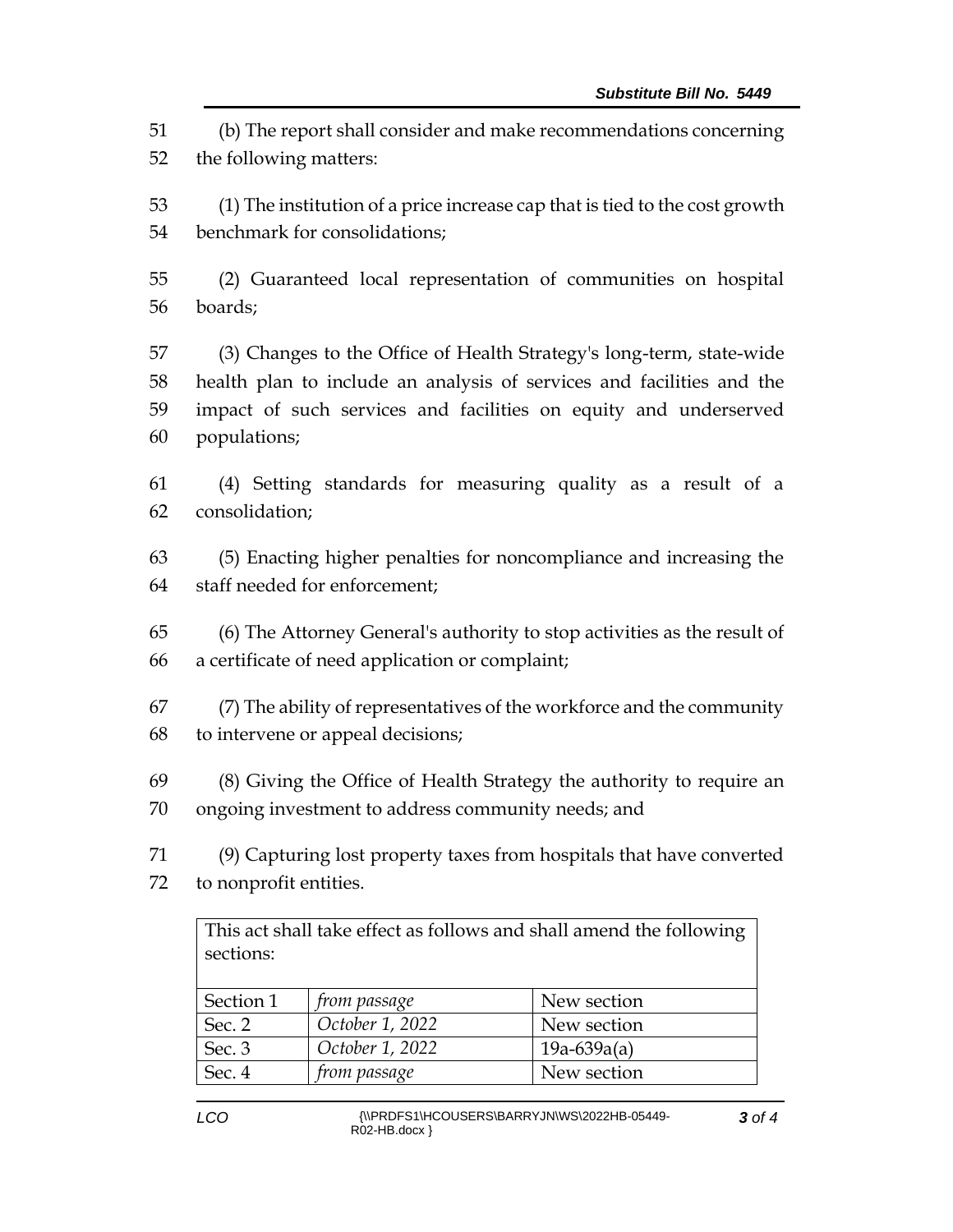(b) The report shall consider and make recommendations concerning the following matters:

(1) The institution of a price increase cap that is tied to the cost growth benchmark for consolidations;

(2) Guaranteed local representation of communities on hospital boards;

(3) Changes to the Office of Health Strategy's long-term, state-wide health plan to include an analysis of services and facilities and the impact of such services and facilities on equity and underserved populations;

(4) Setting standards for measuring quality as a result of a consolidation;

(5) Enacting higher penalties for noncompliance and increasing the staff needed for enforcement;

(6) The Attorney General's authority to stop activities as the result of a certificate of need application or complaint;

(7) The ability of representatives of the workforce and the community to intervene or appeal decisions;

(8) Giving the Office of Health Strategy the authority to require an ongoing investment to address community needs; and

(9) Capturing lost property taxes from hospitals that have converted to nonprofit entities.

| This act shall take effect as follows and shall amend the following sections: | | |
|---|---|---|
| Section 1 | *from passage* | New section |
| Sec. 2 | *October 1, 2022* | New section |
| Sec. 3 | *October 1, 2022* | 19a-639a(a) |
| Sec. 4 | *from passage* | New section |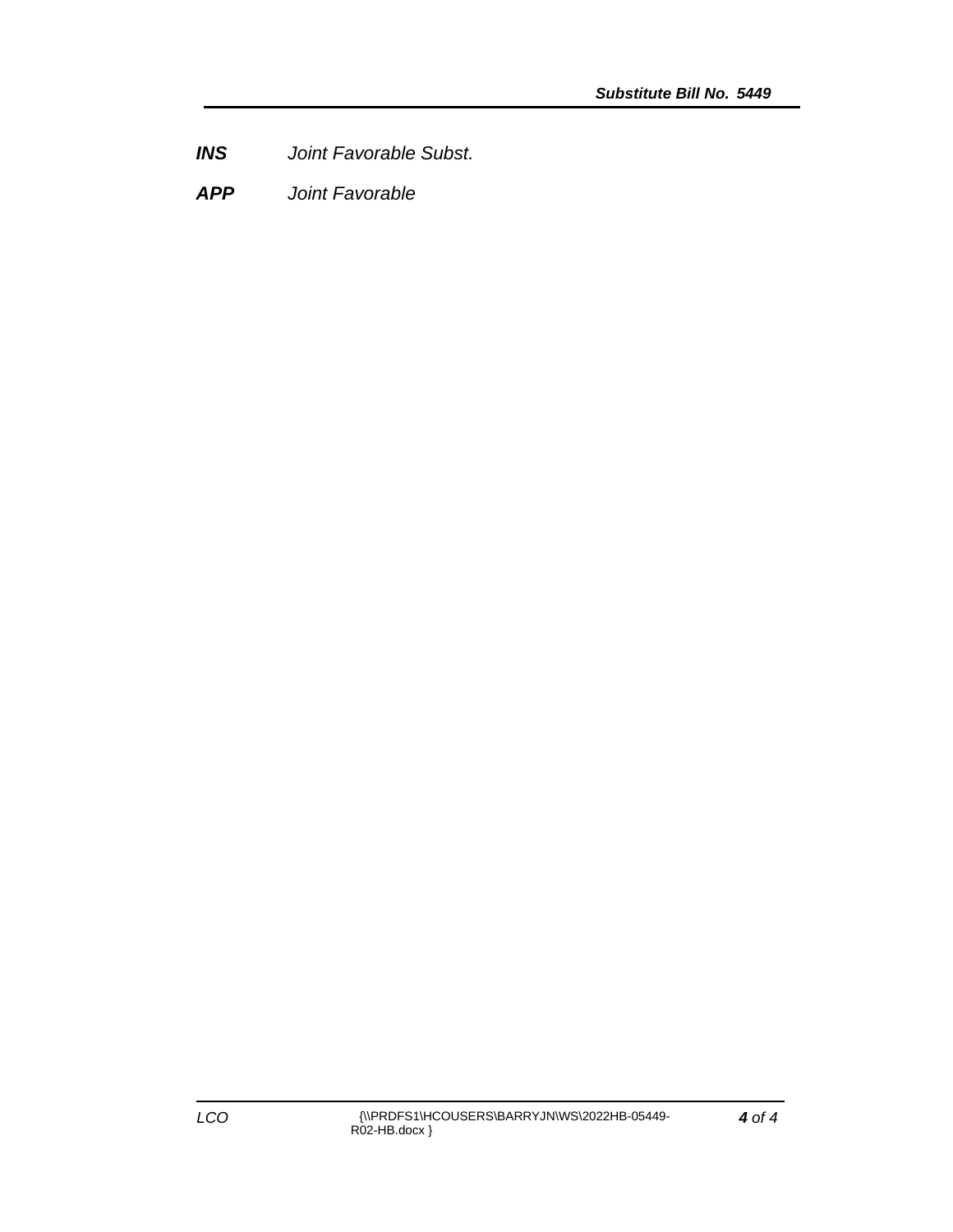| | |
|---|---|
| ***INS*** | *Joint Favorable Subst.* |
| ***APP*** | *Joint Favorable* |